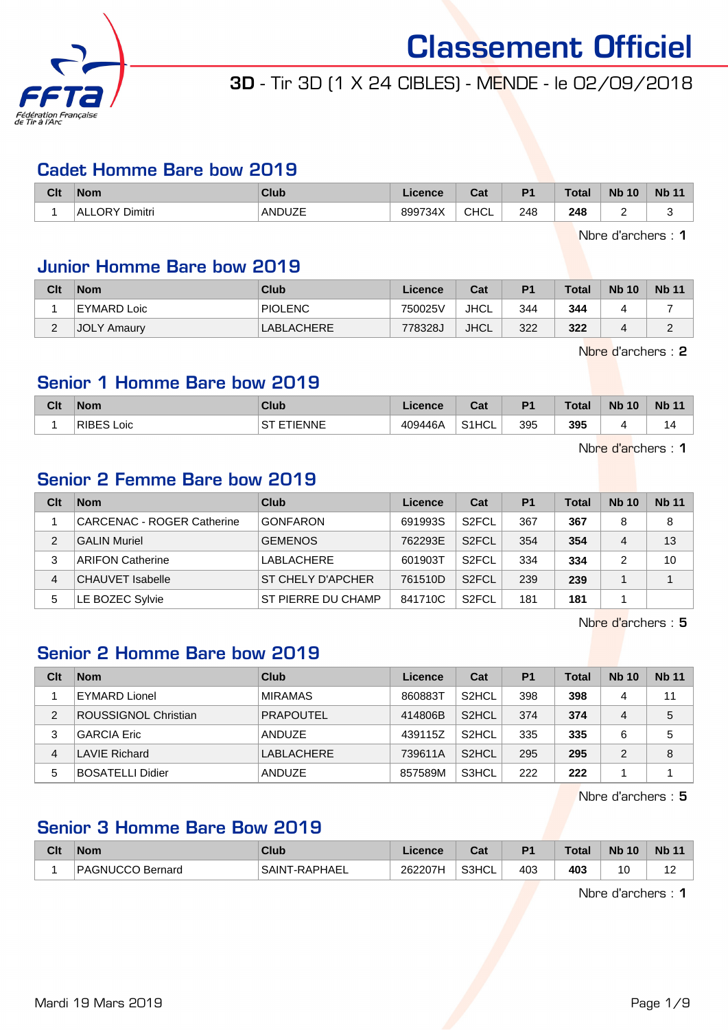# Classement Officiel

**3D** - Tir 3D (1 X 24 CIBLES) - MENDE - le 02/09/2018

## Cadet Homme Bare bow 2019

| Clt | Nom | Club | Licence | Cat | P1 | Total | Nb 10 | Nb 11 |
|---|---|---|---|---|---|---|---|---|
| 1 | ALLORY Dimitri | ANDUZE | 899734X | CHCL | 248 | **248** | 2 | 3 |

Nbre d'archers : **1**

## Junior Homme Bare bow 2019

| Clt | Nom | Club | Licence | Cat | P1 | Total | Nb 10 | Nb 11 |
|---|---|---|---|---|---|---|---|---|
| 1 | EYMARD Loic | PIOLENC | 750025V | JHCL | 344 | **344** | 4 | 7 |
| 2 | JOLY Amaury | LABLACHERE | 778328J | JHCL | 322 | **322** | 4 | 2 |

Nbre d'archers : **2**

## Senior 1 Homme Bare bow 2019

| Clt | Nom | Club | Licence | Cat | P1 | Total | Nb 10 | Nb 11 |
|---|---|---|---|---|---|---|---|---|
| 1 | RIBES Loic | ST ETIENNE | 409446A | S1HCL | 395 | **395** | 4 | 14 |

Nbre d'archers : **1**

## Senior 2 Femme Bare bow 2019

| Clt | Nom | Club | Licence | Cat | P1 | Total | Nb 10 | Nb 11 |
|---|---|---|---|---|---|---|---|---|
| 1 | CARCENAC - ROGER Catherine | GONFARON | 691993S | S2FCL | 367 | **367** | 8 | 8 |
| 2 | GALIN Muriel | GEMENOS | 762293E | S2FCL | 354 | **354** | 4 | 13 |
| 3 | ARIFON Catherine | LABLACHERE | 601903T | S2FCL | 334 | **334** | 2 | 10 |
| 4 | CHAUVET Isabelle | ST CHELY D'APCHER | 761510D | S2FCL | 239 | **239** | 1 | 1 |
| 5 | LE BOZEC Sylvie | ST PIERRE DU CHAMP | 841710C | S2FCL | 181 | **181** | 1 | |

Nbre d'archers : **5**

## Senior 2 Homme Bare bow 2019

| Clt | Nom | Club | Licence | Cat | P1 | Total | Nb 10 | Nb 11 |
|---|---|---|---|---|---|---|---|---|
| 1 | EYMARD Lionel | MIRAMAS | 860883T | S2HCL | 398 | **398** | 4 | 11 |
| 2 | ROUSSIGNOL Christian | PRAPOUTEL | 414806B | S2HCL | 374 | **374** | 4 | 5 |
| 3 | GARCIA Eric | ANDUZE | 439115Z | S2HCL | 335 | **335** | 6 | 5 |
| 4 | LAVIE Richard | LABLACHERE | 739611A | S2HCL | 295 | **295** | 2 | 8 |
| 5 | BOSATELLI Didier | ANDUZE | 857589M | S3HCL | 222 | **222** | 1 | 1 |

Nbre d'archers : **5**

## Senior 3 Homme Bare Bow 2019

| Clt | Nom | Club | Licence | Cat | P1 | Total | Nb 10 | Nb 11 |
|---|---|---|---|---|---|---|---|---|
| 1 | PAGNUCCO Bernard | SAINT-RAPHAEL | 262207H | S3HCL | 403 | **403** | 10 | 12 |

Nbre d'archers : **1**

Mardi 19 Mars 2019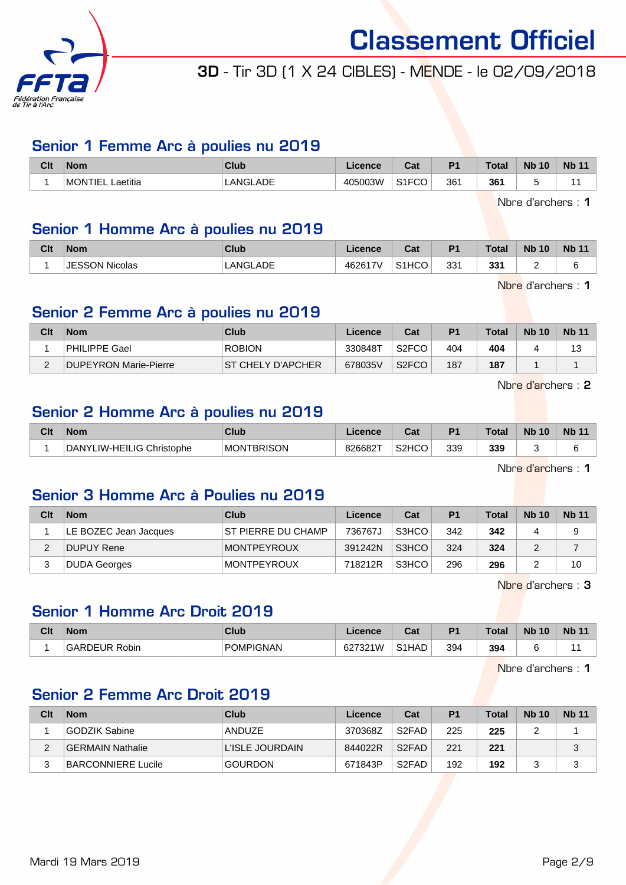# Classement Officiel

**3D** - Tir 3D (1 X 24 CIBLES) - MENDE - le 02/09/2018

## Senior 1 Femme Arc à poulies nu 2019

| Clt | Nom | Club | Licence | Cat | P1 | Total | Nb 10 | Nb 11 |
|---|---|---|---|---|---|---|---|---|
| 1 | MONTIEL Laetitia | LANGLADE | 405003W | S1FCO | 361 | **361** | 5 | 11 |

Nbre d'archers : **1**

## Senior 1 Homme Arc à poulies nu 2019

| Clt | Nom | Club | Licence | Cat | P1 | Total | Nb 10 | Nb 11 |
|---|---|---|---|---|---|---|---|---|
| 1 | JESSON Nicolas | LANGLADE | 462617V | S1HCO | 331 | **331** | 2 | 6 |

Nbre d'archers : **1**

## Senior 2 Femme Arc à poulies nu 2019

| Clt | Nom | Club | Licence | Cat | P1 | Total | Nb 10 | Nb 11 |
|---|---|---|---|---|---|---|---|---|
| 1 | PHILIPPE Gael | ROBION | 330848T | S2FCO | 404 | **404** | 4 | 13 |
| 2 | DUPEYRON Marie-Pierre | ST CHELY D'APCHER | 678035V | S2FCO | 187 | **187** | 1 | 1 |

Nbre d'archers : **2**

## Senior 2 Homme Arc à poulies nu 2019

| Clt | Nom | Club | Licence | Cat | P1 | Total | Nb 10 | Nb 11 |
|---|---|---|---|---|---|---|---|---|
| 1 | DANYLIW-HEILIG Christophe | MONTBRISON | 826682T | S2HCO | 339 | **339** | 3 | 6 |

Nbre d'archers : **1**

## Senior 3 Homme Arc à Poulies nu 2019

| Clt | Nom | Club | Licence | Cat | P1 | Total | Nb 10 | Nb 11 |
|---|---|---|---|---|---|---|---|---|
| 1 | LE BOZEC Jean Jacques | ST PIERRE DU CHAMP | 736767J | S3HCO | 342 | **342** | 4 | 9 |
| 2 | DUPUY Rene | MONTPEYROUX | 391242N | S3HCO | 324 | **324** | 2 | 7 |
| 3 | DUDA Georges | MONTPEYROUX | 718212R | S3HCO | 296 | **296** | 2 | 10 |

Nbre d'archers : **3**

## Senior 1 Homme Arc Droit 2019

| Clt | Nom | Club | Licence | Cat | P1 | Total | Nb 10 | Nb 11 |
|---|---|---|---|---|---|---|---|---|
| 1 | GARDEUR Robin | POMPIGNAN | 627321W | S1HAD | 394 | **394** | 6 | 11 |

Nbre d'archers : **1**

## Senior 2 Femme Arc Droit 2019

| Clt | Nom | Club | Licence | Cat | P1 | Total | Nb 10 | Nb 11 |
|---|---|---|---|---|---|---|---|---|
| 1 | GODZIK Sabine | ANDUZE | 370368Z | S2FAD | 225 | **225** | 2 | 1 |
| 2 | GERMAIN Nathalie | L'ISLE JOURDAIN | 844022R | S2FAD | 221 | **221** | | 3 |
| 3 | BARCONNIERE Lucile | GOURDON | 671843P | S2FAD | 192 | **192** | 3 | 3 |

Mardi 19 Mars 2019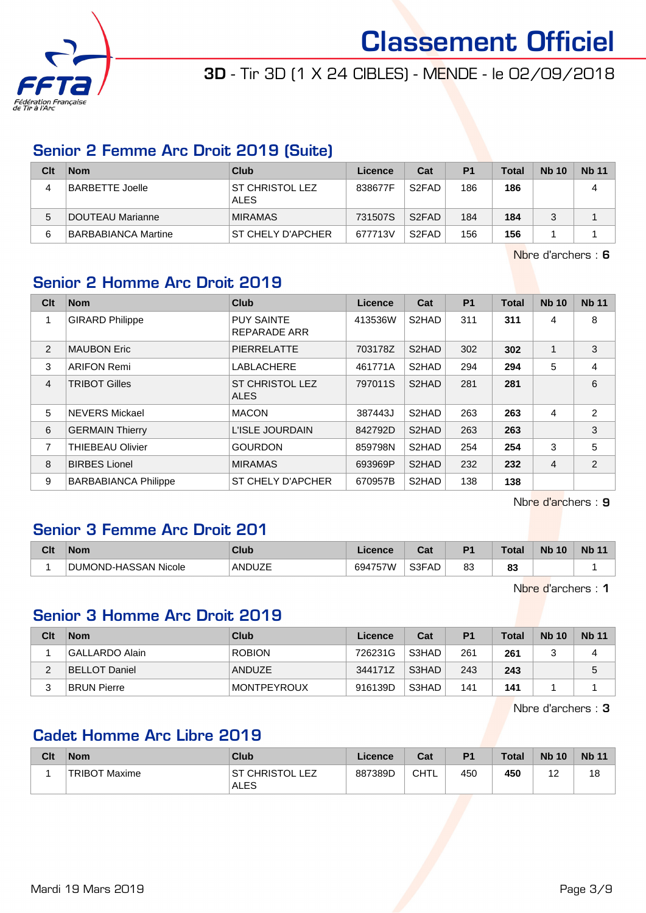# Classement Officiel

**3D** - Tir 3D (1 X 24 CIBLES) - MENDE - le 02/09/2018

## Senior 2 Femme Arc Droit 2019 (Suite)

| Clt | Nom | Club | Licence | Cat | P1 | Total | Nb 10 | Nb 11 |
|---|---|---|---|---|---|---|---|---|
| 4 | BARBETTE Joelle | ST CHRISTOL LEZ ALES | 838677F | S2FAD | 186 | **186** | | 4 |
| 5 | DOUTEAU Marianne | MIRAMAS | 731507S | S2FAD | 184 | **184** | 3 | 1 |
| 6 | BARBABIANCA Martine | ST CHELY D'APCHER | 677713V | S2FAD | 156 | **156** | 1 | 1 |

Nbre d'archers : **6**

## Senior 2 Homme Arc Droit 2019

| Clt | Nom | Club | Licence | Cat | P1 | Total | Nb 10 | Nb 11 |
|---|---|---|---|---|---|---|---|---|
| 1 | GIRARD Philippe | PUY SAINTE REPARADE ARR | 413536W | S2HAD | 311 | **311** | 4 | 8 |
| 2 | MAUBON Eric | PIERRELATTE | 703178Z | S2HAD | 302 | **302** | 1 | 3 |
| 3 | ARIFON Remi | LABLACHERE | 461771A | S2HAD | 294 | **294** | 5 | 4 |
| 4 | TRIBOT Gilles | ST CHRISTOL LEZ ALES | 797011S | S2HAD | 281 | **281** | | 6 |
| 5 | NEVERS Mickael | MACON | 387443J | S2HAD | 263 | **263** | 4 | 2 |
| 6 | GERMAIN Thierry | L'ISLE JOURDAIN | 842792D | S2HAD | 263 | **263** | | 3 |
| 7 | THIEBEAU Olivier | GOURDON | 859798N | S2HAD | 254 | **254** | 3 | 5 |
| 8 | BIRBES Lionel | MIRAMAS | 693969P | S2HAD | 232 | **232** | 4 | 2 |
| 9 | BARBABIANCA Philippe | ST CHELY D'APCHER | 670957B | S2HAD | 138 | **138** | | |

Nbre d'archers : **9**

## Senior 3 Femme Arc Droit 201

| Clt | Nom | Club | Licence | Cat | P1 | Total | Nb 10 | Nb 11 |
|---|---|---|---|---|---|---|---|---|
| 1 | DUMOND-HASSAN Nicole | ANDUZE | 694757W | S3FAD | 83 | **83** | | 1 |

Nbre d'archers : **1**

## Senior 3 Homme Arc Droit 2019

| Clt | Nom | Club | Licence | Cat | P1 | Total | Nb 10 | Nb 11 |
|---|---|---|---|---|---|---|---|---|
| 1 | GALLARDO Alain | ROBION | 726231G | S3HAD | 261 | **261** | 3 | 4 |
| 2 | BELLOT Daniel | ANDUZE | 344171Z | S3HAD | 243 | **243** | | 5 |
| 3 | BRUN Pierre | MONTPEYROUX | 916139D | S3HAD | 141 | **141** | 1 | 1 |

Nbre d'archers : **3**

## Cadet Homme Arc Libre 2019

| Clt | Nom | Club | Licence | Cat | P1 | Total | Nb 10 | Nb 11 |
|---|---|---|---|---|---|---|---|---|
| 1 | TRIBOT Maxime | ST CHRISTOL LEZ ALES | 887389D | CHTL | 450 | **450** | 12 | 18 |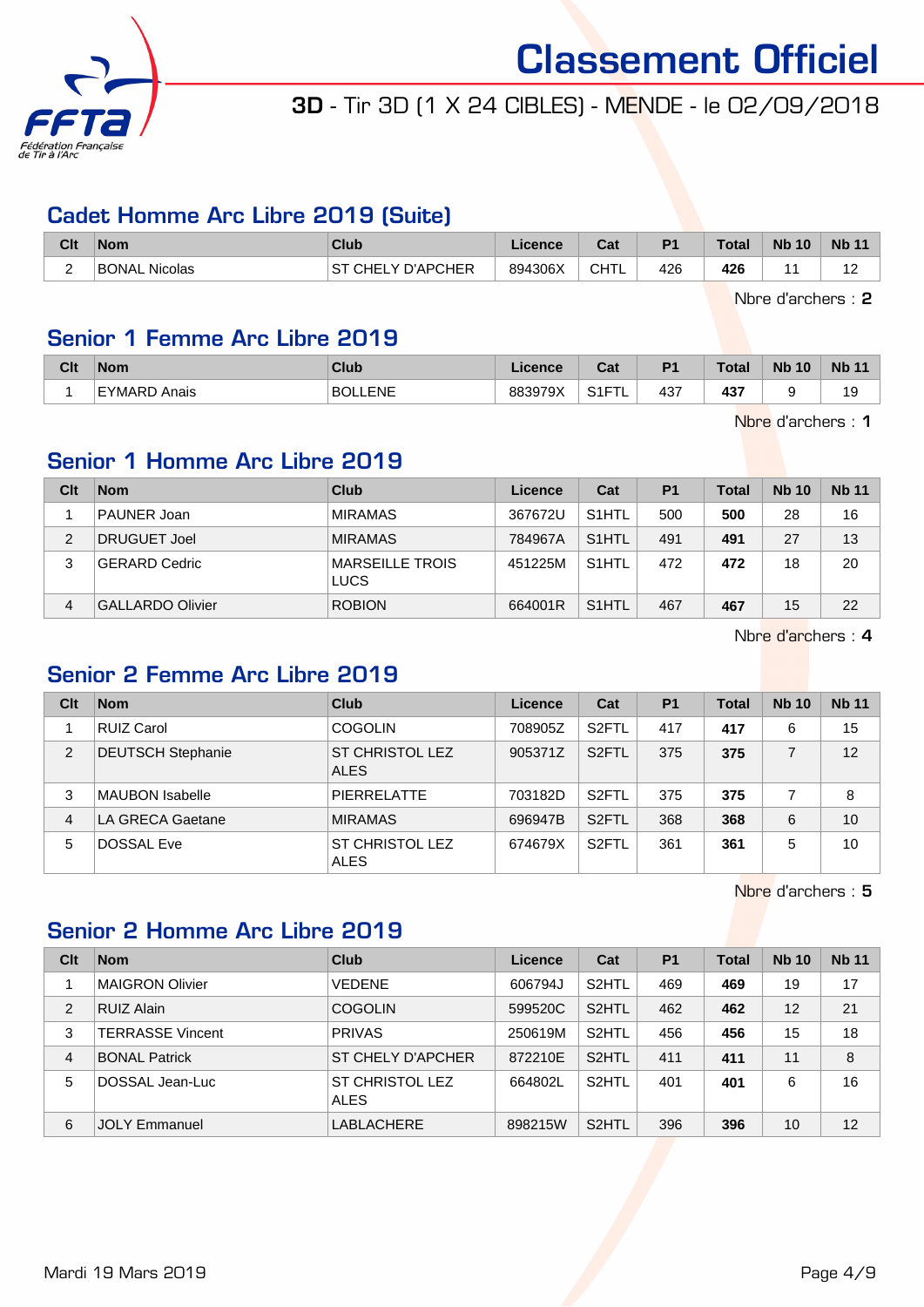# Classement Officiel

## 3D - Tir 3D (1 X 24 CIBLES) - MENDE - le 02/09/2018

### Cadet Homme Arc Libre 2019 (Suite)

| Clt | Nom | Club | Licence | Cat | P1 | Total | Nb 10 | Nb 11 |
|---|---|---|---|---|---|---|---|---|
| 2 | BONAL Nicolas | ST CHELY D'APCHER | 894306X | CHTL | 426 | **426** | 11 | 12 |

Nbre d'archers : **2**

### Senior 1 Femme Arc Libre 2019

| Clt | Nom | Club | Licence | Cat | P1 | Total | Nb 10 | Nb 11 |
|---|---|---|---|---|---|---|---|---|
| 1 | EYMARD Anais | BOLLENE | 883979X | S1FTL | 437 | **437** | 9 | 19 |

Nbre d'archers : **1**

### Senior 1 Homme Arc Libre 2019

| Clt | Nom | Club | Licence | Cat | P1 | Total | Nb 10 | Nb 11 |
|---|---|---|---|---|---|---|---|---|
| 1 | PAUNER Joan | MIRAMAS | 367672U | S1HTL | 500 | **500** | 28 | 16 |
| 2 | DRUGUET Joel | MIRAMAS | 784967A | S1HTL | 491 | **491** | 27 | 13 |
| 3 | GERARD Cedric | MARSEILLE TROIS LUCS | 451225M | S1HTL | 472 | **472** | 18 | 20 |
| 4 | GALLARDO Olivier | ROBION | 664001R | S1HTL | 467 | **467** | 15 | 22 |

Nbre d'archers : **4**

### Senior 2 Femme Arc Libre 2019

| Clt | Nom | Club | Licence | Cat | P1 | Total | Nb 10 | Nb 11 |
|---|---|---|---|---|---|---|---|---|
| 1 | RUIZ Carol | COGOLIN | 708905Z | S2FTL | 417 | **417** | 6 | 15 |
| 2 | DEUTSCH Stephanie | ST CHRISTOL LEZ ALES | 905371Z | S2FTL | 375 | **375** | 7 | 12 |
| 3 | MAUBON Isabelle | PIERRELATTE | 703182D | S2FTL | 375 | **375** | 7 | 8 |
| 4 | LA GRECA Gaetane | MIRAMAS | 696947B | S2FTL | 368 | **368** | 6 | 10 |
| 5 | DOSSAL Eve | ST CHRISTOL LEZ ALES | 674679X | S2FTL | 361 | **361** | 5 | 10 |

Nbre d'archers : **5**

### Senior 2 Homme Arc Libre 2019

| Clt | Nom | Club | Licence | Cat | P1 | Total | Nb 10 | Nb 11 |
|---|---|---|---|---|---|---|---|---|
| 1 | MAIGRON Olivier | VEDENE | 606794J | S2HTL | 469 | **469** | 19 | 17 |
| 2 | RUIZ Alain | COGOLIN | 599520C | S2HTL | 462 | **462** | 12 | 21 |
| 3 | TERRASSE Vincent | PRIVAS | 250619M | S2HTL | 456 | **456** | 15 | 18 |
| 4 | BONAL Patrick | ST CHELY D'APCHER | 872210E | S2HTL | 411 | **411** | 11 | 8 |
| 5 | DOSSAL Jean-Luc | ST CHRISTOL LEZ ALES | 664802L | S2HTL | 401 | **401** | 6 | 16 |
| 6 | JOLY Emmanuel | LABLACHERE | 898215W | S2HTL | 396 | **396** | 10 | 12 |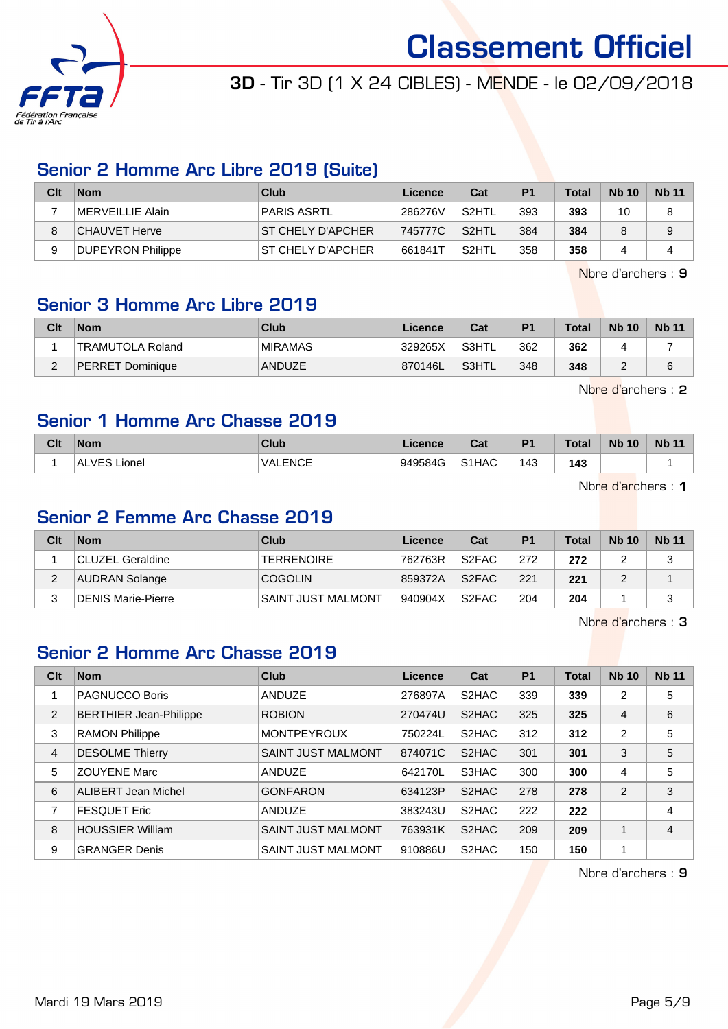# Classement Officiel

## 3D - Tir 3D (1 X 24 CIBLES) - MENDE - le 02/09/2018

### Senior 2 Homme Arc Libre 2019 (Suite)

| Clt | Nom | Club | Licence | Cat | P1 | Total | Nb 10 | Nb 11 |
|---|---|---|---|---|---|---|---|---|
| 7 | MERVEILLIE Alain | PARIS ASRTL | 286276V | S2HTL | 393 | **393** | 10 | 8 |
| 8 | CHAUVET Herve | ST CHELY D'APCHER | 745777C | S2HTL | 384 | **384** | 8 | 9 |
| 9 | DUPEYRON Philippe | ST CHELY D'APCHER | 661841T | S2HTL | 358 | **358** | 4 | 4 |

Nbre d'archers : **9**

### Senior 3 Homme Arc Libre 2019

| Clt | Nom | Club | Licence | Cat | P1 | Total | Nb 10 | Nb 11 |
|---|---|---|---|---|---|---|---|---|
| 1 | TRAMUTOLA Roland | MIRAMAS | 329265X | S3HTL | 362 | **362** | 4 | 7 |
| 2 | PERRET Dominique | ANDUZE | 870146L | S3HTL | 348 | **348** | 2 | 6 |

Nbre d'archers : **2**

### Senior 1 Homme Arc Chasse 2019

| Clt | Nom | Club | Licence | Cat | P1 | Total | Nb 10 | Nb 11 |
|---|---|---|---|---|---|---|---|---|
| 1 | ALVES Lionel | VALENCE | 949584G | S1HAC | 143 | **143** | | 1 |

Nbre d'archers : **1**

### Senior 2 Femme Arc Chasse 2019

| Clt | Nom | Club | Licence | Cat | P1 | Total | Nb 10 | Nb 11 |
|---|---|---|---|---|---|---|---|---|
| 1 | CLUZEL Geraldine | TERRENOIRE | 762763R | S2FAC | 272 | **272** | 2 | 3 |
| 2 | AUDRAN Solange | COGOLIN | 859372A | S2FAC | 221 | **221** | 2 | 1 |
| 3 | DENIS Marie-Pierre | SAINT JUST MALMONT | 940904X | S2FAC | 204 | **204** | 1 | 3 |

Nbre d'archers : **3**

### Senior 2 Homme Arc Chasse 2019

| Clt | Nom | Club | Licence | Cat | P1 | Total | Nb 10 | Nb 11 |
|---|---|---|---|---|---|---|---|---|
| 1 | PAGNUCCO Boris | ANDUZE | 276897A | S2HAC | 339 | **339** | 2 | 5 |
| 2 | BERTHIER Jean-Philippe | ROBION | 270474U | S2HAC | 325 | **325** | 4 | 6 |
| 3 | RAMON Philippe | MONTPEYROUX | 750224L | S2HAC | 312 | **312** | 2 | 5 |
| 4 | DESOLME Thierry | SAINT JUST MALMONT | 874071C | S2HAC | 301 | **301** | 3 | 5 |
| 5 | ZOUYENE Marc | ANDUZE | 642170L | S3HAC | 300 | **300** | 4 | 5 |
| 6 | ALIBERT Jean Michel | GONFARON | 634123P | S2HAC | 278 | **278** | 2 | 3 |
| 7 | FESQUET Eric | ANDUZE | 383243U | S2HAC | 222 | **222** | | 4 |
| 8 | HOUSSIER William | SAINT JUST MALMONT | 763931K | S2HAC | 209 | **209** | 1 | 4 |
| 9 | GRANGER Denis | SAINT JUST MALMONT | 910886U | S2HAC | 150 | **150** | 1 | |

Nbre d'archers : **9**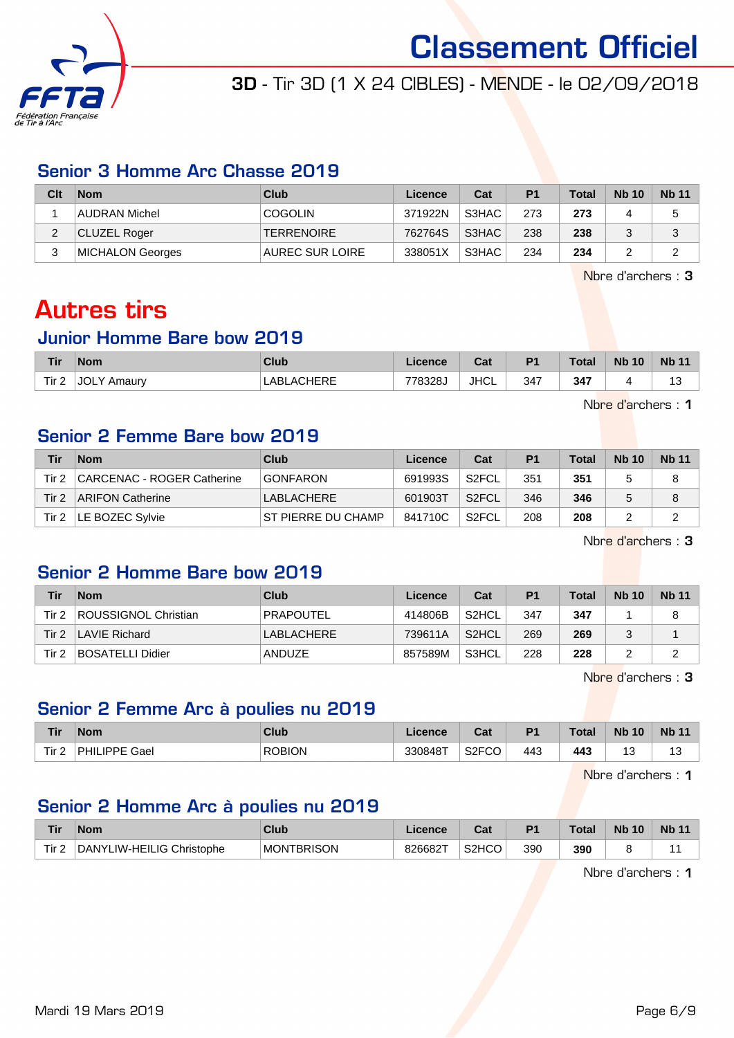# Classement Officiel

**3D** - Tir 3D (1 X 24 CIBLES) - MENDE - le 02/09/2018

## Senior 3 Homme Arc Chasse 2019

| Clt | Nom | Club | Licence | Cat | P1 | Total | Nb 10 | Nb 11 |
|---|---|---|---|---|---|---|---|---|
| 1 | AUDRAN Michel | COGOLIN | 371922N | S3HAC | 273 | **273** | 4 | 5 |
| 2 | CLUZEL Roger | TERRENOIRE | 762764S | S3HAC | 238 | **238** | 3 | 3 |
| 3 | MICHALON Georges | AUREC SUR LOIRE | 338051X | S3HAC | 234 | **234** | 2 | 2 |

Nbre d'archers : **3**

# Autres tirs

## Junior Homme Bare bow 2019

| Tir | Nom | Club | Licence | Cat | P1 | Total | Nb 10 | Nb 11 |
|---|---|---|---|---|---|---|---|---|
| Tir 2 | JOLY Amaury | LABLACHERE | 778328J | JHCL | 347 | **347** | 4 | 13 |

Nbre d'archers : **1**

## Senior 2 Femme Bare bow 2019

| Tir | Nom | Club | Licence | Cat | P1 | Total | Nb 10 | Nb 11 |
|---|---|---|---|---|---|---|---|---|
| Tir 2 | CARCENAC - ROGER Catherine | GONFARON | 691993S | S2FCL | 351 | **351** | 5 | 8 |
| Tir 2 | ARIFON Catherine | LABLACHERE | 601903T | S2FCL | 346 | **346** | 5 | 8 |
| Tir 2 | LE BOZEC Sylvie | ST PIERRE DU CHAMP | 841710C | S2FCL | 208 | **208** | 2 | 2 |

Nbre d'archers : **3**

## Senior 2 Homme Bare bow 2019

| Tir | Nom | Club | Licence | Cat | P1 | Total | Nb 10 | Nb 11 |
|---|---|---|---|---|---|---|---|---|
| Tir 2 | ROUSSIGNOL Christian | PRAPOUTEL | 414806B | S2HCL | 347 | **347** | 1 | 8 |
| Tir 2 | LAVIE Richard | LABLACHERE | 739611A | S2HCL | 269 | **269** | 3 | 1 |
| Tir 2 | BOSATELLI Didier | ANDUZE | 857589M | S3HCL | 228 | **228** | 2 | 2 |

Nbre d'archers : **3**

## Senior 2 Femme Arc à poulies nu 2019

| Tir | Nom | Club | Licence | Cat | P1 | Total | Nb 10 | Nb 11 |
|---|---|---|---|---|---|---|---|---|
| Tir 2 | PHILIPPE Gael | ROBION | 330848T | S2FCO | 443 | **443** | 13 | 13 |

Nbre d'archers : **1**

## Senior 2 Homme Arc à poulies nu 2019

| Tir | Nom | Club | Licence | Cat | P1 | Total | Nb 10 | Nb 11 |
|---|---|---|---|---|---|---|---|---|
| Tir 2 | DANYLIW-HEILIG Christophe | MONTBRISON | 826682T | S2HCO | 390 | **390** | 8 | 11 |

Nbre d'archers : **1**

Mardi 19 Mars 2019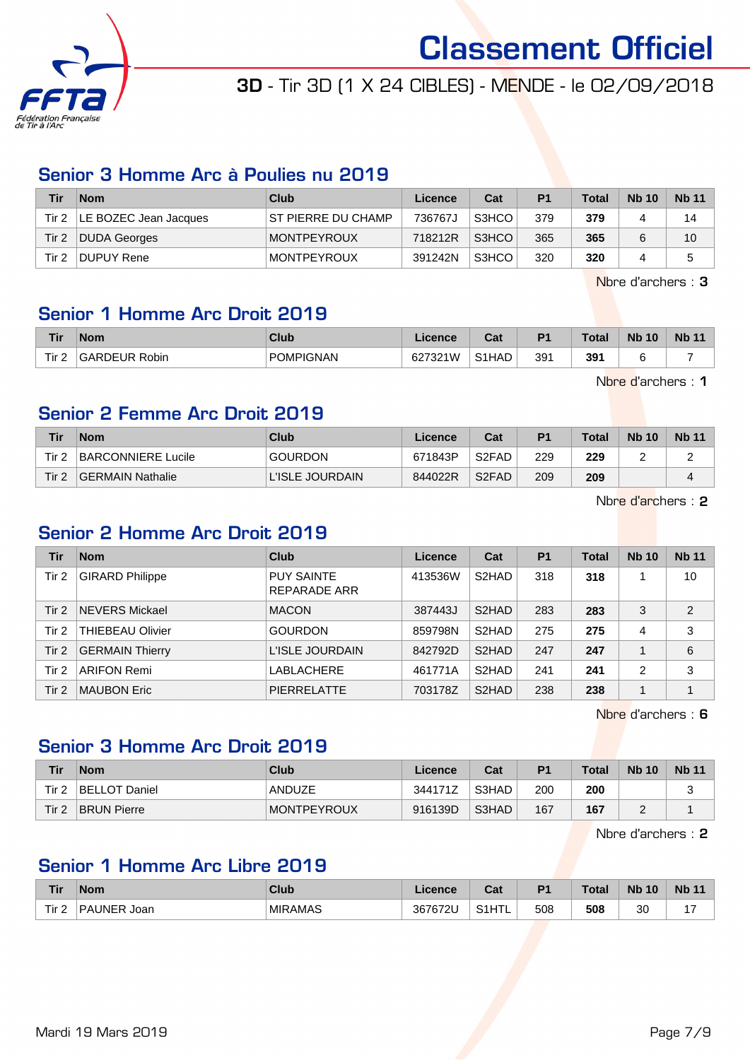# Classement Officiel

**3D** - Tir 3D (1 X 24 CIBLES) - MENDE - le 02/09/2018

## Senior 3 Homme Arc à Poulies nu 2019

| Tir | Nom | Club | Licence | Cat | P1 | Total | Nb 10 | Nb 11 |
|---|---|---|---|---|---|---|---|---|
| Tir 2 | LE BOZEC Jean Jacques | ST PIERRE DU CHAMP | 736767J | S3HCO | 379 | **379** | 4 | 14 |
| Tir 2 | DUDA Georges | MONTPEYROUX | 718212R | S3HCO | 365 | **365** | 6 | 10 |
| Tir 2 | DUPUY Rene | MONTPEYROUX | 391242N | S3HCO | 320 | **320** | 4 | 5 |

Nbre d'archers : **3**

## Senior 1 Homme Arc Droit 2019

| Tir | Nom | Club | Licence | Cat | P1 | Total | Nb 10 | Nb 11 |
|---|---|---|---|---|---|---|---|---|
| Tir 2 | GARDEUR Robin | POMPIGNAN | 627321W | S1HAD | 391 | **391** | 6 | 7 |

Nbre d'archers : **1**

## Senior 2 Femme Arc Droit 2019

| Tir | Nom | Club | Licence | Cat | P1 | Total | Nb 10 | Nb 11 |
|---|---|---|---|---|---|---|---|---|
| Tir 2 | BARCONNIERE Lucile | GOURDON | 671843P | S2FAD | 229 | **229** | 2 | 2 |
| Tir 2 | GERMAIN Nathalie | L'ISLE JOURDAIN | 844022R | S2FAD | 209 | **209** | | 4 |

Nbre d'archers : **2**

## Senior 2 Homme Arc Droit 2019

| Tir | Nom | Club | Licence | Cat | P1 | Total | Nb 10 | Nb 11 |
|---|---|---|---|---|---|---|---|---|
| Tir 2 | GIRARD Philippe | PUY SAINTE REPARADE ARR | 413536W | S2HAD | 318 | **318** | 1 | 10 |
| Tir 2 | NEVERS Mickael | MACON | 387443J | S2HAD | 283 | **283** | 3 | 2 |
| Tir 2 | THIEBEAU Olivier | GOURDON | 859798N | S2HAD | 275 | **275** | 4 | 3 |
| Tir 2 | GERMAIN Thierry | L'ISLE JOURDAIN | 842792D | S2HAD | 247 | **247** | 1 | 6 |
| Tir 2 | ARIFON Remi | LABLACHERE | 461771A | S2HAD | 241 | **241** | 2 | 3 |
| Tir 2 | MAUBON Eric | PIERRELATTE | 703178Z | S2HAD | 238 | **238** | 1 | 1 |

Nbre d'archers : **6**

## Senior 3 Homme Arc Droit 2019

| Tir | Nom | Club | Licence | Cat | P1 | Total | Nb 10 | Nb 11 |
|---|---|---|---|---|---|---|---|---|
| Tir 2 | BELLOT Daniel | ANDUZE | 344171Z | S3HAD | 200 | **200** | | 3 |
| Tir 2 | BRUN Pierre | MONTPEYROUX | 916139D | S3HAD | 167 | **167** | 2 | 1 |

Nbre d'archers : **2**

## Senior 1 Homme Arc Libre 2019

| Tir | Nom | Club | Licence | Cat | P1 | Total | Nb 10 | Nb 11 |
|---|---|---|---|---|---|---|---|---|
| Tir 2 | PAUNER Joan | MIRAMAS | 367672U | S1HTL | 508 | **508** | 30 | 17 |

Mardi 19 Mars 2019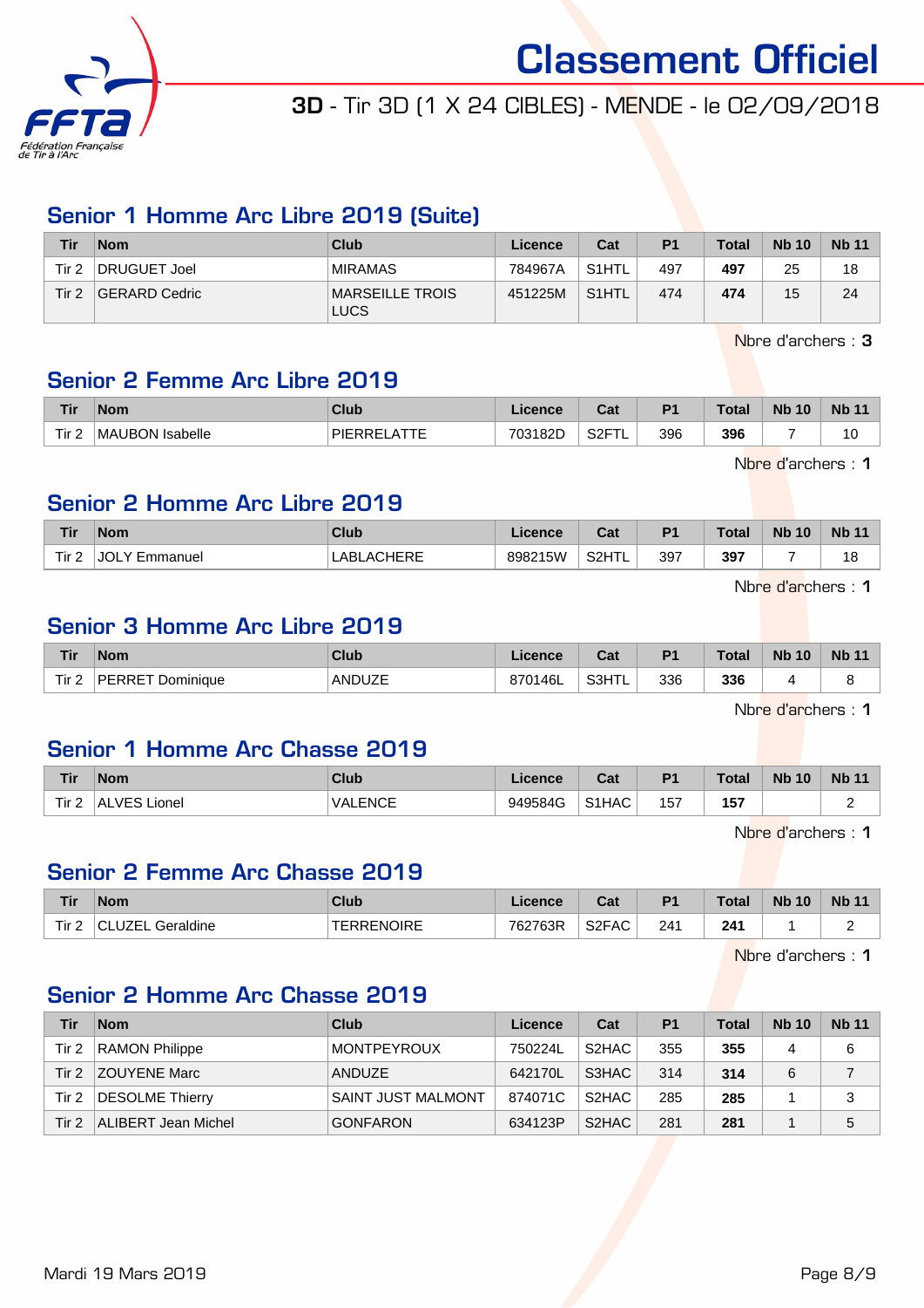# Classement Officiel

## 3D - Tir 3D (1 X 24 CIBLES) - MENDE - le 02/09/2018

### Senior 1 Homme Arc Libre 2019 (Suite)

| Tir | Nom | Club | Licence | Cat | P1 | Total | Nb 10 | Nb 11 |
|---|---|---|---|---|---|---|---|---|
| Tir 2 | DRUGUET Joel | MIRAMAS | 784967A | S1HTL | 497 | **497** | 25 | 18 |
| Tir 2 | GERARD Cedric | MARSEILLE TROIS LUCS | 451225M | S1HTL | 474 | **474** | 15 | 24 |

Nbre d'archers : **3**

### Senior 2 Femme Arc Libre 2019

| Tir | Nom | Club | Licence | Cat | P1 | Total | Nb 10 | Nb 11 |
|---|---|---|---|---|---|---|---|---|
| Tir 2 | MAUBON Isabelle | PIERRELATTE | 703182D | S2FTL | 396 | **396** | 7 | 10 |

Nbre d'archers : **1**

### Senior 2 Homme Arc Libre 2019

| Tir | Nom | Club | Licence | Cat | P1 | Total | Nb 10 | Nb 11 |
|---|---|---|---|---|---|---|---|---|
| Tir 2 | JOLY Emmanuel | LABLACHERE | 898215W | S2HTL | 397 | **397** | 7 | 18 |

Nbre d'archers : **1**

### Senior 3 Homme Arc Libre 2019

| Tir | Nom | Club | Licence | Cat | P1 | Total | Nb 10 | Nb 11 |
|---|---|---|---|---|---|---|---|---|
| Tir 2 | PERRET Dominique | ANDUZE | 870146L | S3HTL | 336 | **336** | 4 | 8 |

Nbre d'archers : **1**

### Senior 1 Homme Arc Chasse 2019

| Tir | Nom | Club | Licence | Cat | P1 | Total | Nb 10 | Nb 11 |
|---|---|---|---|---|---|---|---|---|
| Tir 2 | ALVES Lionel | VALENCE | 949584G | S1HAC | 157 | **157** | | 2 |

Nbre d'archers : **1**

### Senior 2 Femme Arc Chasse 2019

| Tir | Nom | Club | Licence | Cat | P1 | Total | Nb 10 | Nb 11 |
|---|---|---|---|---|---|---|---|---|
| Tir 2 | CLUZEL Geraldine | TERRENOIRE | 762763R | S2FAC | 241 | **241** | 1 | 2 |

Nbre d'archers : **1**

### Senior 2 Homme Arc Chasse 2019

| Tir | Nom | Club | Licence | Cat | P1 | Total | Nb 10 | Nb 11 |
|---|---|---|---|---|---|---|---|---|
| Tir 2 | RAMON Philippe | MONTPEYROUX | 750224L | S2HAC | 355 | **355** | 4 | 6 |
| Tir 2 | ZOUYENE Marc | ANDUZE | 642170L | S3HAC | 314 | **314** | 6 | 7 |
| Tir 2 | DESOLME Thierry | SAINT JUST MALMONT | 874071C | S2HAC | 285 | **285** | 1 | 3 |
| Tir 2 | ALIBERT Jean Michel | GONFARON | 634123P | S2HAC | 281 | **281** | 1 | 5 |

Mardi 19 Mars 2019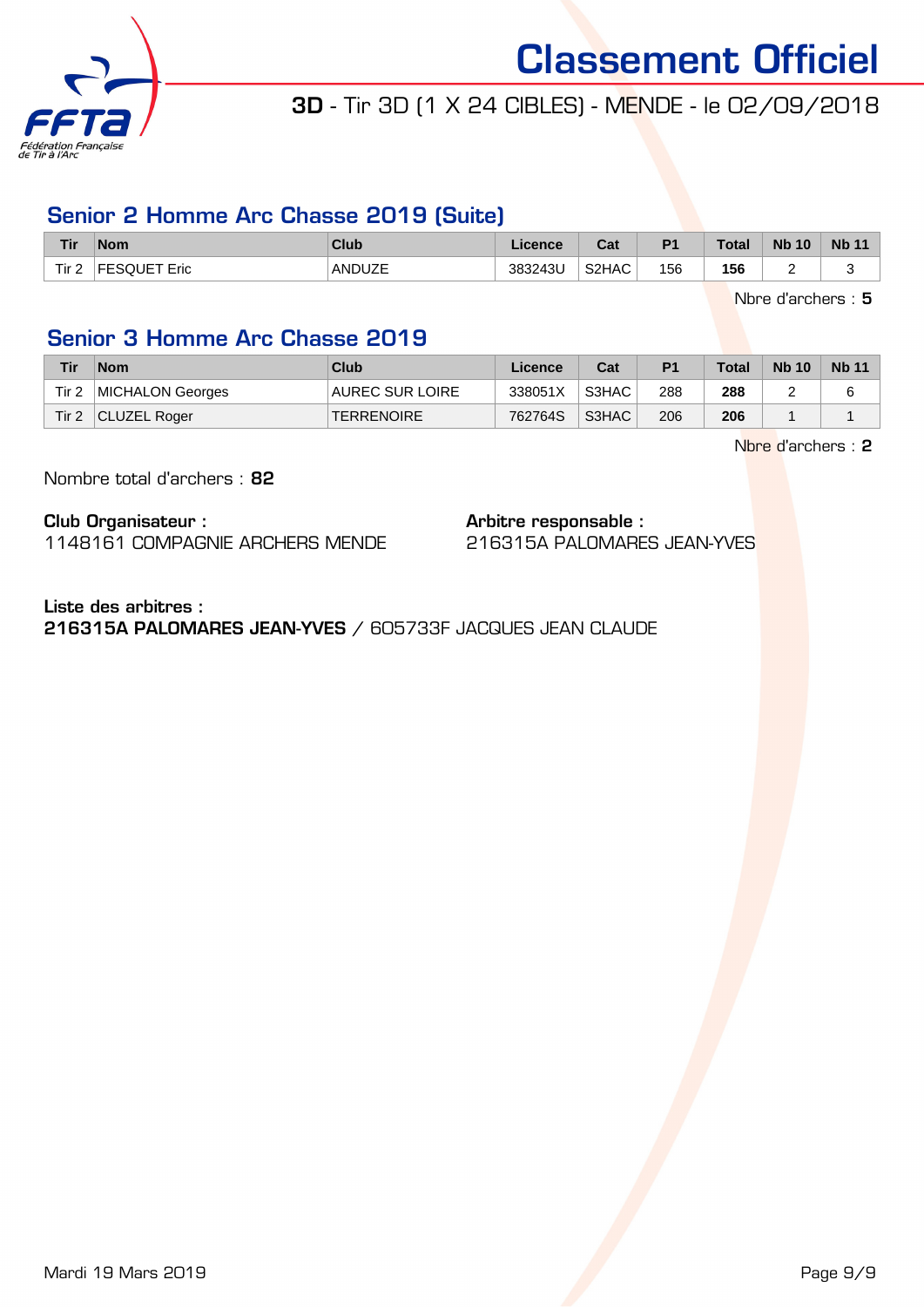# Classement Officiel

**3D** - Tir 3D (1 X 24 CIBLES) - MENDE - le 02/09/2018

## Senior 2 Homme Arc Chasse 2019 (Suite)

| Tir | Nom | Club | Licence | Cat | P1 | Total | Nb 10 | Nb 11 |
|---|---|---|---|---|---|---|---|---|
| Tir 2 | FESQUET Eric | ANDUZE | 383243U | S2HAC | 156 | **156** | 2 | 3 |

Nbre d'archers : **5**

## Senior 3 Homme Arc Chasse 2019

| Tir | Nom | Club | Licence | Cat | P1 | Total | Nb 10 | Nb 11 |
|---|---|---|---|---|---|---|---|---|
| Tir 2 | MICHALON Georges | AUREC SUR LOIRE | 338051X | S3HAC | 288 | **288** | 2 | 6 |
| Tir 2 | CLUZEL Roger | TERRENOIRE | 762764S | S3HAC | 206 | **206** | 1 | 1 |

Nbre d'archers : **2**

Nombre total d'archers : **82**

**Club Organisateur :**
1148161 COMPAGNIE ARCHERS MENDE

**Arbitre responsable :**
216315A PALOMARES JEAN-YVES

**Liste des arbitres :**
**216315A PALOMARES JEAN-YVES** / 605733F JACQUES JEAN CLAUDE

Mardi 19 Mars 2019